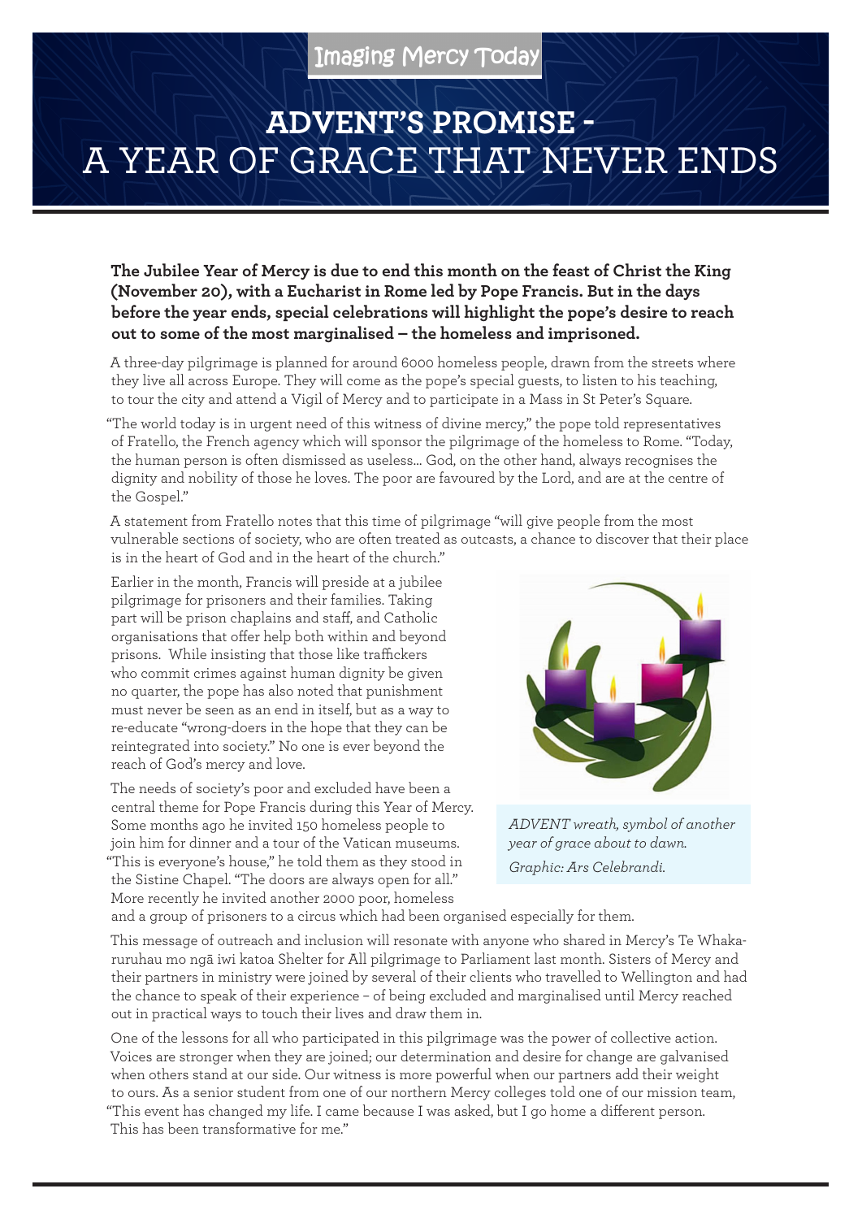Imaging Mercy Today

# ADVENT'S PROMISE - A YEAR OF GRACE THAT NEVER ENDS

**The Jubilee Year of Mercy is due to end this month on the feast of Christ the King (November 20), with a Eucharist in Rome led by Pope Francis. But in the days before the year ends, special celebrations will highlight the pope's desire to reach out to some of the most marginalised – the homeless and imprisoned.**

A three-day pilgrimage is planned for around 6000 homeless people, drawn from the streets where they live all across Europe. They will come as the pope's special guests, to listen to his teaching, to tour the city and attend a Vigil of Mercy and to participate in a Mass in St Peter's Square.

"The world today is in urgent need of this witness of divine mercy," the pope told representatives of Fratello, the French agency which will sponsor the pilgrimage of the homeless to Rome. "Today, the human person is often dismissed as useless... God, on the other hand, always recognises the dignity and nobility of those he loves. The poor are favoured by the Lord, and are at the centre of the Gospel."

A statement from Fratello notes that this time of pilgrimage "will give people from the most vulnerable sections of society, who are often treated as outcasts, a chance to discover that their place is in the heart of God and in the heart of the church."

Earlier in the month, Francis will preside at a jubilee pilgrimage for prisoners and their families. Taking part will be prison chaplains and staff, and Catholic organisations that offer help both within and beyond prisons. While insisting that those like traffickers who commit crimes against human dignity be given no quarter, the pope has also noted that punishment must never be seen as an end in itself, but as a way to re-educate "wrong-doers in the hope that they can be reintegrated into society." No one is ever beyond the reach of God's mercy and love.

*ADVENT wreath, symbol of another year of grace about to dawn. Graphic: Ars Celebrandi.*

The needs of society's poor and excluded have been a central theme for Pope Francis during this Year of Mercy. Some months ago he invited 150 homeless people to join him for dinner and a tour of the Vatican museums. "This is everyone's house," he told them as they stood in the Sistine Chapel. "The doors are always open for all." More recently he invited another 2000 poor, homeless and a group of prisoners to a circus which had been organised especially for them.

This message of outreach and inclusion will resonate with anyone who shared in Mercy's Te Whakaruruhau mo ngā iwi katoa Shelter for All pilgrimage to Parliament last month. Sisters of Mercy and their partners in ministry were joined by several of their clients who travelled to Wellington and had the chance to speak of their experience – of being excluded and marginalised until Mercy reached out in practical ways to touch their lives and draw them in.

One of the lessons for all who participated in this pilgrimage was the power of collective action. Voices are stronger when they are joined; our determination and desire for change are galvanised when others stand at our side. Our witness is more powerful when our partners add their weight to ours. As a senior student from one of our northern Mercy colleges told one of our mission team, "This event has changed my life. I came because I was asked, but I go home a different person. This has been transformative for me."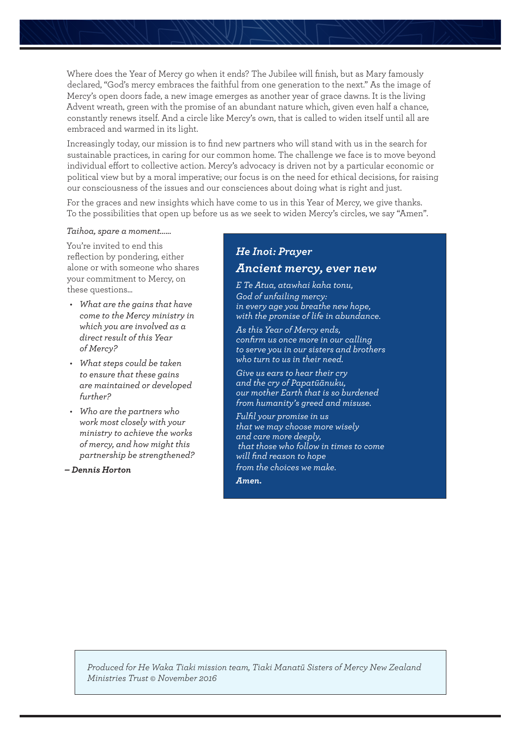Where does the Year of Mercy go when it ends? The Jubilee will finish, but as Mary famously declared, "God's mercy embraces the faithful from one generation to the next." As the image of Mercy's open doors fade, a new image emerges as another year of grace dawns. It is the living Advent wreath, green with the promise of an abundant nature which, given even half a chance, constantly renews itself. And a circle like Mercy's own, that is called to widen itself until all are embraced and warmed in its light.

Increasingly today, our mission is to find new partners who will stand with us in the search for sustainable practices, in caring for our common home. The challenge we face is to move beyond individual effort to collective action. Mercy's advocacy is driven not by a particular economic or political view but by a moral imperative; our focus is on the need for ethical decisions, for raising our consciousness of the issues and our consciences about doing what is right and just.

For the graces and new insights which have come to us in this Year of Mercy, we give thanks. To the possibilities that open up before us as we seek to widen Mercy's circles, we say "Amen".

*Taihoa, spare a moment......*

You're invited to end this reflection by pondering, either alone or with someone who shares your commitment to Mercy, on these questions...

- *What are the gains that have come to the Mercy ministry in which you are involved as a direct result of this Year of Mercy?*
- *What steps could be taken to ensure that these gains are maintained or developed further?*
- *Who are the partners who work most closely with your ministry to achieve the works of mercy, and how might this partnership be strengthened?*

***– Dennis Horton***

### *He Inoi: Prayer*

## *Ancient mercy, ever new*

*E Te Atua, atawhai kaha tonu,*
*God of unfailing mercy:*
*in every age you breathe new hope,*
*with the promise of life in abundance.*

*As this Year of Mercy ends,*
*confirm us once more in our calling*
*to serve you in our sisters and brothers*
*who turn to us in their need.*

*Give us ears to hear their cry*
*and the cry of Papatūānuku,*
*our mother Earth that is so burdened*
*from humanity's greed and misuse.*

*Fulfil your promise in us*
*that we may choose more wisely*
*and care more deeply,*
*that those who follow in times to come*
*will find reason to hope*
*from the choices we make.*

***Amen.***

*Produced for He Waka Tiaki mission team, Tiaki Manatū Sisters of Mercy New Zealand Ministries Trust © November 2016*